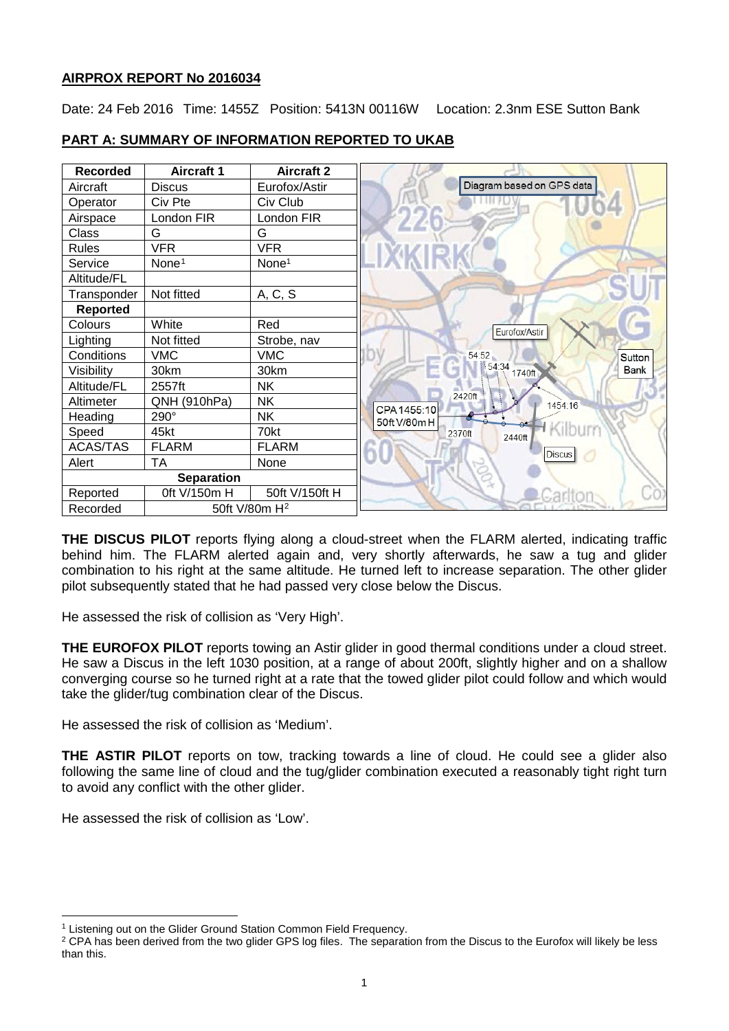**AIRPROX REPORT No 2016034**

Date: 24 Feb 2016 Time: 1455Z Position: 5413N 00116W Location: 2.3nm ESE Sutton Bank

**PART A: SUMMARY OF INFORMATION REPORTED TO UKAB**

| Recorded | Aircraft 1 | Aircraft 2 |
|---|---|---|
| Aircraft | Discus | Eurofox/Astir |
| Operator | Civ Pte | Civ Club |
| Airspace | London FIR | London FIR |
| Class | G | G |
| Rules | VFR | VFR |
| Service | None[1] | None[1] |
| Altitude/FL | | |
| Transponder | Not fitted | A, C, S |
| **Reported** | | |
| Colours | White | Red |
| Lighting | Not fitted | Strobe, nav |
| Conditions | VMC | VMC |
| Visibility | 30km | 30km |
| Altitude/FL | 2557ft | NK |
| Altimeter | QNH (910hPa) | NK |
| Heading | 290° | NK |
| Speed | 45kt | 70kt |
| ACAS/TAS | FLARM | FLARM |
| Alert | TA | None |
| **Separation** | | |
| Reported | 0ft V/150m H | 50ft V/150ft H |
| Recorded | 50ft V/80m H[2] | |

Diagram based on GPS data

**THE DISCUS PILOT** reports flying along a cloud-street when the FLARM alerted, indicating traffic behind him. The FLARM alerted again and, very shortly afterwards, he saw a tug and glider combination to his right at the same altitude. He turned left to increase separation. The other glider pilot subsequently stated that he had passed very close below the Discus.

He assessed the risk of collision as 'Very High'.

**THE EUROFOX PILOT** reports towing an Astir glider in good thermal conditions under a cloud street. He saw a Discus in the left 1030 position, at a range of about 200ft, slightly higher and on a shallow converging course so he turned right at a rate that the towed glider pilot could follow and which would take the glider/tug combination clear of the Discus.

He assessed the risk of collision as 'Medium'.

**THE ASTIR PILOT** reports on tow, tracking towards a line of cloud. He could see a glider also following the same line of cloud and the tug/glider combination executed a reasonably tight right turn to avoid any conflict with the other glider.

He assessed the risk of collision as 'Low'.

[1] Listening out on the Glider Ground Station Common Field Frequency.

[2] CPA has been derived from the two glider GPS log files. The separation from the Discus to the Eurofox will likely be less than this.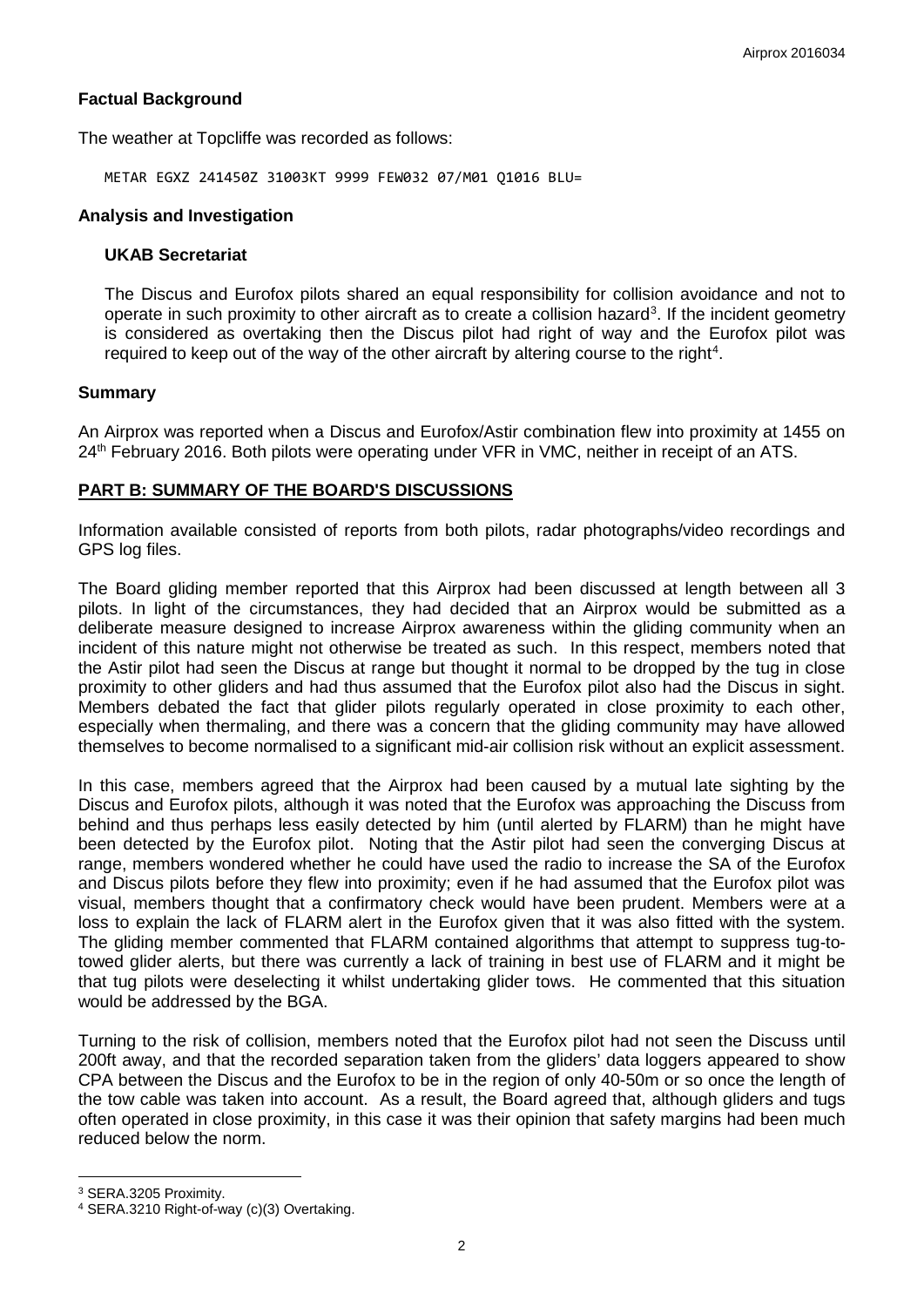**Factual Background**

The weather at Topcliffe was recorded as follows:

```
METAR EGXZ 241450Z 31003KT 9999 FEW032 07/M01 Q1016 BLU=
```

**Analysis and Investigation**

**UKAB Secretariat**

The Discus and Eurofox pilots shared an equal responsibility for collision avoidance and not to operate in such proximity to other aircraft as to create a collision hazard[3]. If the incident geometry is considered as overtaking then the Discus pilot had right of way and the Eurofox pilot was required to keep out of the way of the other aircraft by altering course to the right[4].

**Summary**

An Airprox was reported when a Discus and Eurofox/Astir combination flew into proximity at 1455 on 24th February 2016. Both pilots were operating under VFR in VMC, neither in receipt of an ATS.

**PART B: SUMMARY OF THE BOARD'S DISCUSSIONS**

Information available consisted of reports from both pilots, radar photographs/video recordings and GPS log files.

The Board gliding member reported that this Airprox had been discussed at length between all 3 pilots. In light of the circumstances, they had decided that an Airprox would be submitted as a deliberate measure designed to increase Airprox awareness within the gliding community when an incident of this nature might not otherwise be treated as such. In this respect, members noted that the Astir pilot had seen the Discus at range but thought it normal to be dropped by the tug in close proximity to other gliders and had thus assumed that the Eurofox pilot also had the Discus in sight. Members debated the fact that glider pilots regularly operated in close proximity to each other, especially when thermaling, and there was a concern that the gliding community may have allowed themselves to become normalised to a significant mid-air collision risk without an explicit assessment.

In this case, members agreed that the Airprox had been caused by a mutual late sighting by the Discus and Eurofox pilots, although it was noted that the Eurofox was approaching the Discus from behind and thus perhaps less easily detected by him (until alerted by FLARM) than he might have been detected by the Eurofox pilot. Noting that the Astir pilot had seen the converging Discus at range, members wondered whether he could have used the radio to increase the SA of the Eurofox and Discus pilots before they flew into proximity; even if he had assumed that the Eurofox pilot was visual, members thought that a confirmatory check would have been prudent. Members were at a loss to explain the lack of FLARM alert in the Eurofox given that it was also fitted with the system. The gliding member commented that FLARM contained algorithms that attempt to suppress tug-to-towed glider alerts, but there was currently a lack of training in best use of FLARM and it might be that tug pilots were deselecting it whilst undertaking glider tows. He commented that this situation would be addressed by the BGA.

Turning to the risk of collision, members noted that the Eurofox pilot had not seen the Discuss until 200ft away, and that the recorded separation taken from the gliders' data loggers appeared to show CPA between the Discus and the Eurofox to be in the region of only 40-50m or so once the length of the tow cable was taken into account. As a result, the Board agreed that, although gliders and tugs often operated in close proximity, in this case it was their opinion that safety margins had been much reduced below the norm.

---

[3] SERA.3205 Proximity.

[4] SERA.3210 Right-of-way (c)(3) Overtaking.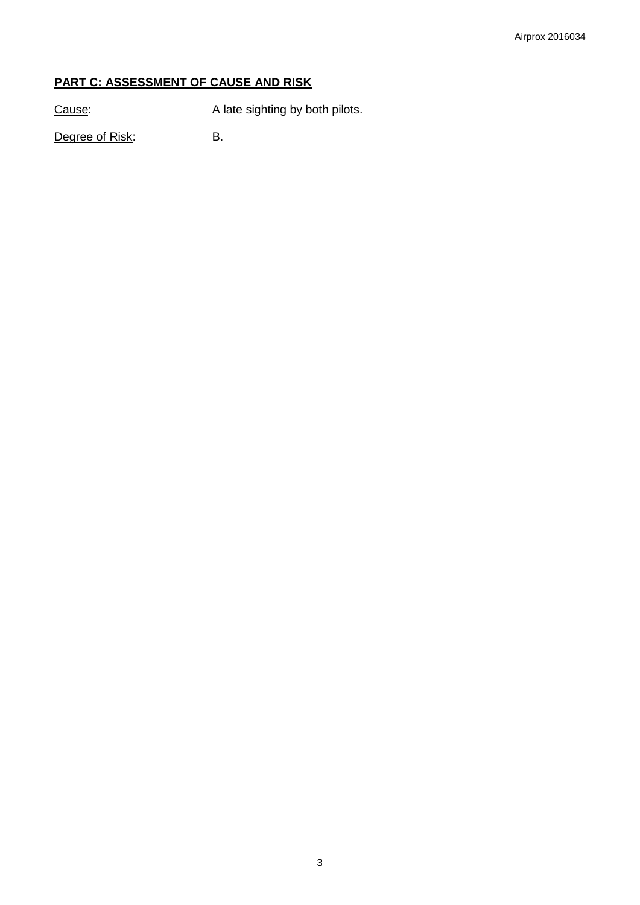**PART C: ASSESSMENT OF CAUSE AND RISK**

Cause: A late sighting by both pilots.

Degree of Risk: B.